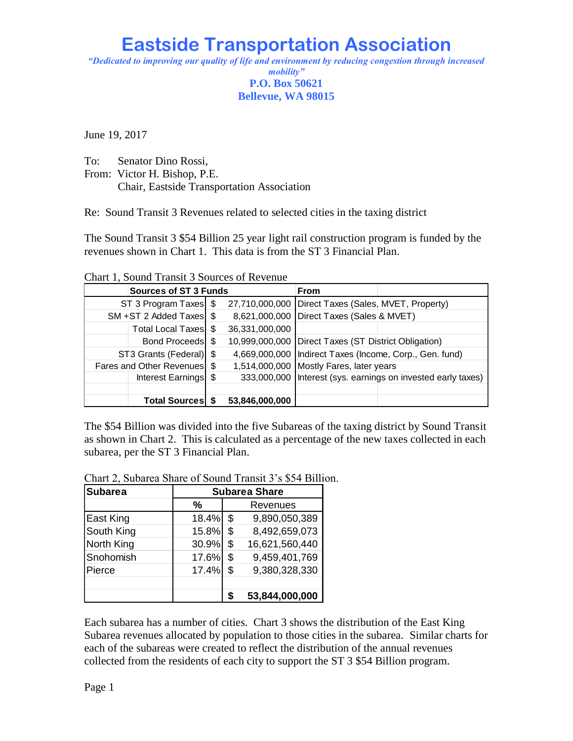# Eastside Transportation Association

*"Dedicated to improving our quality of life and environment by reducing congestion through increased mobility"*

**P.O. Box 50621**
**Bellevue, WA 98015**

June 19, 2017

To: Senator Dino Rossi,
From: Victor H. Bishop, P.E.
Chair, Eastside Transportation Association

Re: Sound Transit 3 Revenues related to selected cities in the taxing district

The Sound Transit 3 $54 Billion 25 year light rail construction program is funded by the revenues shown in Chart 1. This data is from the ST 3 Financial Plan.

Chart 1, Sound Transit 3 Sources of Revenue

| Sources of ST 3 Funds | | From |
|---|---|---|
| ST 3 Program Taxes | $ 27,710,000,000 | Direct Taxes (Sales, MVET, Property) |
| SM +ST 2 Added Taxes | $ 8,621,000,000 | Direct Taxes (Sales & MVET) |
| Total Local Taxes | $ 36,331,000,000 | |
| Bond Proceeds | $ 10,999,000,000 | Direct Taxes (ST District Obligation) |
| ST3 Grants (Federal) | $ 4,669,000,000 | Indirect Taxes (Income, Corp., Gen. fund) |
| Fares and Other Revenues | $ 1,514,000,000 | Mostly Fares, later years |
| Interest Earnings | $ 333,000,000 | Interest (sys. earnings on invested early taxes) |
| | | |
| **Total Sources** | **$ 53,846,000,000** | |

The $54 Billion was divided into the five Subareas of the taxing district by Sound Transit as shown in Chart 2. This is calculated as a percentage of the new taxes collected in each subarea, per the ST 3 Financial Plan.

Chart 2, Subarea Share of Sound Transit 3's $54 Billion.

| Subarea | Subarea Share | |
|---|---|---|
| | % | Revenues |
| East King | 18.4% | $ 9,890,050,389 |
| South King | 15.8% | $ 8,492,659,073 |
| North King | 30.9% | $ 16,621,560,440 |
| Snohomish | 17.6% | $ 9,459,401,769 |
| Pierce | 17.4% | $ 9,380,328,330 |
| | | |
| | | **$ 53,844,000,000** |

Each subarea has a number of cities. Chart 3 shows the distribution of the East King Subarea revenues allocated by population to those cities in the subarea. Similar charts for each of the subareas were created to reflect the distribution of the annual revenues collected from the residents of each city to support the ST 3 $54 Billion program.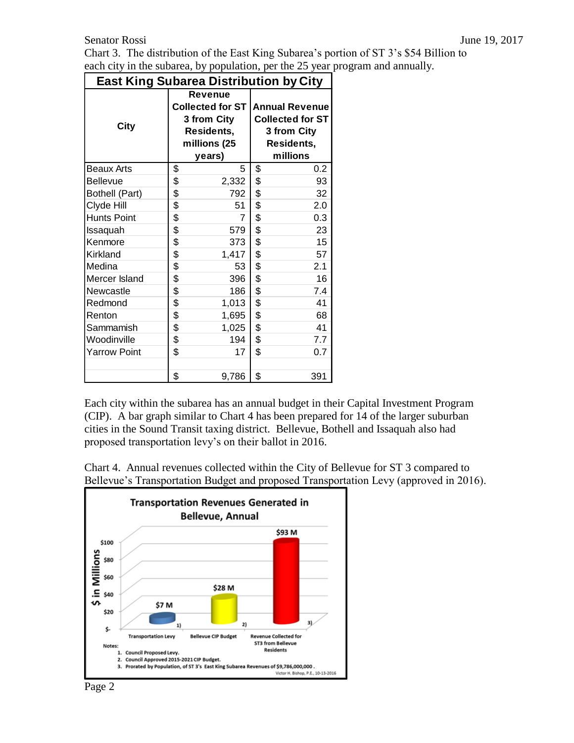Chart 3. The distribution of the East King Subarea's portion of ST 3's $54 Billion to each city in the subarea, by population, per the 25 year program and annually.

| East King Subarea Distribution by City | | |
|---|---|---|
| City | Revenue Collected for ST 3 from City Residents, millions (25 years) | Annual Revenue Collected for ST 3 from City Residents, millions |
| Beaux Arts | $ 5 | $ 0.2 |
| Bellevue | $ 2,332 | $ 93 |
| Bothell (Part) | $ 792 | $ 32 |
| Clyde Hill | $ 51 | $ 2.0 |
| Hunts Point | $ 7 | $ 0.3 |
| Issaquah | $ 579 | $ 23 |
| Kenmore | $ 373 | $ 15 |
| Kirkland | $ 1,417 | $ 57 |
| Medina | $ 53 | $ 2.1 |
| Mercer Island | $ 396 | $ 16 |
| Newcastle | $ 186 | $ 7.4 |
| Redmond | $ 1,013 | $ 41 |
| Renton | $ 1,695 | $ 68 |
| Sammamish | $ 1,025 | $ 41 |
| Woodinville | $ 194 | $ 7.7 |
| Yarrow Point | $ 17 | $ 0.7 |
| | | |
| | $ 9,786 | $ 391 |

Each city within the subarea has an annual budget in their Capital Investment Program (CIP). A bar graph similar to Chart 4 has been prepared for 14 of the larger suburban cities in the Sound Transit taxing district. Bellevue, Bothell and Issaquah also had proposed transportation levy's on their ballot in 2016.

Chart 4. Annual revenues collected within the City of Bellevue for ST 3 compared to Bellevue's Transportation Budget and proposed Transportation Levy (approved in 2016).

**Transportation Revenues Generated in Bellevue, Annual**

| | Transportation Levy [1] | Bellevue CIP Budget [2] | Revenue Collected for ST3 from Bellevue Residents [3] |
|---|---|---|---|
| $ in Millions | $7 M | $28 M | $93 M |

Notes:
1. Council Proposed Levy.
2. Council Approved 2015-2021 CIP Budget.
3. Prorated by Population, of ST 3's East King Subarea Revenues of $9,786,000,000.

Victor H. Bishop, P.E., 10-13-2016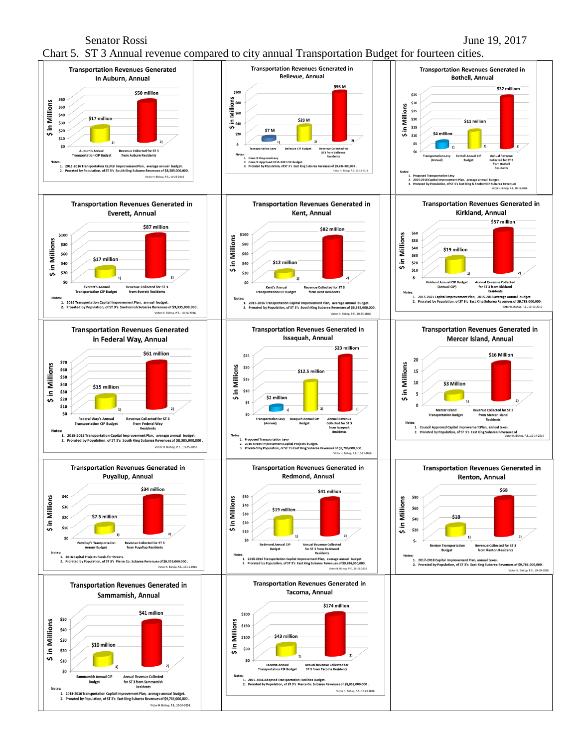Senator Rossi June 19, 2017

Chart 5. ST 3 Annual revenue compared to city annual Transportation Budget for fourteen cities.

**Transportation Revenues Generated in Auburn, Annual**

| | $ in Millions |
|---|---|
| Auburn's Annual Transportation CIP Budget [1] | $17 million |
| Revenue Collected for ST 3 from Auburn Residents [2] | $50 million |

Notes:
1. 2015-2016 Transportation Capital Improvement Plan, average annual budget.
2. Prorated by Population, of ST 3's South King Subarea Revenues of $8,385,000,000.

Victor H. Bishop, P.E., 10-25-2016

**Transportation Revenues Generated in Bellevue, Annual**

| | $ in Millions |
|---|---|
| Transportation Levy [1] | $7 M |
| Bellevue CIP Budget [2] | $28 M |
| Revenue Collected for ST3 from Bellevue Residents [3] | $93 M |

Notes:
1. Council Proposed Levy.
2. Council Approved 2015-2021 CIP Budget.
3. Prorated by Population, of ST 3's East King Subarea Revenues of $9,786,000,000.

Victor H. Bishop, P.E., 10-13-2016

**Transportation Revenues Generated in Bothell, Annual**

| | $ in Millions |
|---|---|
| Transportation Levy (Annual) [1] | $4 million |
| Bothell Annual CIP Budget [2] | $11 million |
| Annual Revenue Collected for ST 3 from Bothell Residents [3] | $32 million |

Notes:
1. Proposed Transportation Levy
2. 2015-2016 Capital Improvement Plan, average annual budget.
3. Prorated by Population, of ST 3's East King & Snohomish Subarea Revenues

Victor H. Bishop, P.E., 10-18-2016

**Transportation Revenues Generated in Everett, Annual**

| | $ in Millions |
|---|---|
| Everett's Annual Transportation CIP Budget [1] | $17 million |
| Revenue Collected for ST 3 from Everett Residents [2] | $87 million |

Notes:
1. 2016 Transportation Capital Improvement Plan, annual budget.
2. Prorated by Population, of ST 3's Snohomish Subarea Revenues of $9,335,000,000.

Victor H. Bishop, P.E., 10-24-2016

**Transportation Revenues Generated in Kent, Annual**

| | $ in Millions |
|---|---|
| Kent's Annual Transportation CIP Budget [1] | $12 million |
| Revenue Collected for ST 3 from Kent Residents [2] | $82 million |

Notes:
1. 2015-2016 Transportation Capital Improvement Plan, average annual budget.
2. Prorated by Population, of ST 3's South King Subarea Revenues of $8,385,000,000.

Victor H. Bishop, P.E., 10-25-2016

**Transportation Revenues Generated in Kirkland, Annual**

| | $ in Millions |
|---|---|
| Kirkland Annual CIP Budget (Annual CIP) [1] | $19 million |
| Annual Revenue Collected for ST 3 from Kirkland Residents [2] | $57 million |

Notes:
1. 2015-2021 Capital Improvement Plan, 2015-2018 average annual budget.
2. Prorated by Population, of ST 3's East King Subarea Revenues of $9,786,000,000.

Victor H. Bishop, P.E., 10-18-2016

**Transportation Revenues Generated in Federal Way, Annual**

| | $ in Millions |
|---|---|
| Federal Way's Annual Transportation CIP Budget [1] | $15 million |
| Revenue Collected for ST 3 from Federal Way Residents [2] | $61 million |

Notes:
1. 2015-2016 Transportation Capital Improvement Plan, average annual budget.
2. Prorated by Population, of ST 3's South King Subarea Revenues of $8,385,000,000.

Victor H. Bishop, P.E., 10-25-2016

**Transportation Revenues Generated in Issaquah, Annual**

| | $ in Millions |
|---|---|
| Transportation Levy (Annual) [1] | $2 million |
| Issaquah Annual CIP Budget [2] | $12.5 million |
| Annual Revenue Collected for ST 3 from Issaquah Residents [3] | $23 million |

Notes:
1. Proposed Transportation Levy
2. 2016 Street Improvement Capital Projects budget.
3. Prorated by Population, of ST 3's East King Subarea Revenues of $9,786,000,000.

Victor H. Bishop, P.E., 10-21-2016

**Transportation Revenues Generated in Mercer Island, Annual**

| | $ in Millions |
|---|---|
| Mercer Island Transportation Budget [1] | $3 Million |
| Revenue Collected for ST 3 from Mercer Island Residents [2] | $16 Million |

Notes:
1. Council Approved Capital Improvement Plan, annual taxes.
2. Prorated by Population, of ST 3's East King Subarea Revenues of

Victor H. Bishop, P.E., 10-14-2016

**Transportation Revenues Generated in Puyallup, Annual**

| | $ in Millions |
|---|---|
| Puyallup's Transportation Annual Budget [1] | $7.5 million |
| Revenue Collected for ST 3 from Puyallup Residents [2] | $34 million |

Notes:
1. 2016 Capital Projects Funds for Streets.
2. Prorated by Population, of ST 3's Pierce Co. Subarea Revenues of $8,953,000,000.

Victor H. Bishop, P.E., 10-11-2016

**Transportation Revenues Generated in Redmond, Annual**

| | $ in Millions |
|---|---|
| Redmond Annual CIP Budget [1] | $19 million |
| Annual Revenue Collected for ST 3 from Redmond Residents [2] | $41 million |

Notes:
1. 2015-2016 Transportation Capital Improvement Plan, average annual budget.
2. Prorated by Population, of ST 3's East King Subarea Revenues of $9,786,000,000.

Victor H. Bishop, P.E., 10-21-2016

**Transportation Revenues Generated in Renton, Annual**

| | $ in Millions |
|---|---|
| Renton Transportation Budget [1] | $18 |
| Revenue Collected for ST 3 from Renton Residents [2] | $68 |

Notes:
1. 2017-2018 Capital Improvement Plan, annual taxes.
2. Prorated by Population, of ST 3's East King Subarea Revenues of $9,786,000,000.

Victor H. Bishop, P.E., 10-19-2016

**Transportation Revenues Generated in Sammamish, Annual**

| | $ in Millions |
|---|---|
| Sammamish Annual CIP Budget [1] | $10 million |
| Annual Revenue Collected for ST 3 from Sammamish Residents [2] | $41 million |

Notes:
1. 2015-2016 Transportation Capital Improvement Plan, average annual budget.
2. Prorated by Population, of ST 3's East King Subarea Revenues of $9,786,000,000.

Victor H. Bishop, P.E., 10-24-2016

**Transportation Revenues Generated in Tacoma, Annual**

| | $ in Millions |
|---|---|
| Tacoma Annual Transportation CIP Budget [1] | $43 million |
| Annual Revenue Collected for ST 3 from Tacoma Residents [2] | $174 million |

Notes:
1. 2015-2016 Adopted Transportation Facilities Budget.
2. Prorated by Population, of ST 3's Pierce Co. Subarea Revenues of $8,953,000,000.

Victor H. Bishop, P.E., 10-29-2016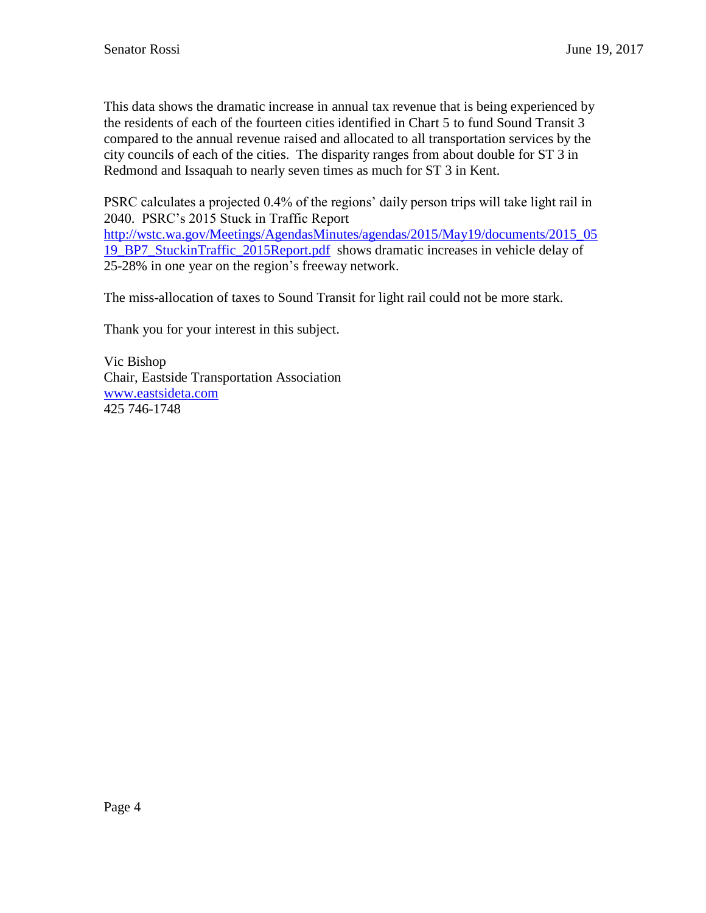This data shows the dramatic increase in annual tax revenue that is being experienced by the residents of each of the fourteen cities identified in Chart 5 to fund Sound Transit 3 compared to the annual revenue raised and allocated to all transportation services by the city councils of each of the cities. The disparity ranges from about double for ST 3 in Redmond and Issaquah to nearly seven times as much for ST 3 in Kent.

PSRC calculates a projected 0.4% of the regions' daily person trips will take light rail in 2040. PSRC's 2015 Stuck in Traffic Report [http://wstc.wa.gov/Meetings/AgendasMinutes/agendas/2015/May19/documents/2015_0519_BP7_StuckinTraffic_2015Report.pdf](http://wstc.wa.gov/Meetings/AgendasMinutes/agendas/2015/May19/documents/2015_0519_BP7_StuckinTraffic_2015Report.pdf) shows dramatic increases in vehicle delay of 25-28% in one year on the region's freeway network.

The miss-allocation of taxes to Sound Transit for light rail could not be more stark.

Thank you for your interest in this subject.

Vic Bishop
Chair, Eastside Transportation Association
[www.eastsideta.com](http://www.eastsideta.com)
425 746-1748